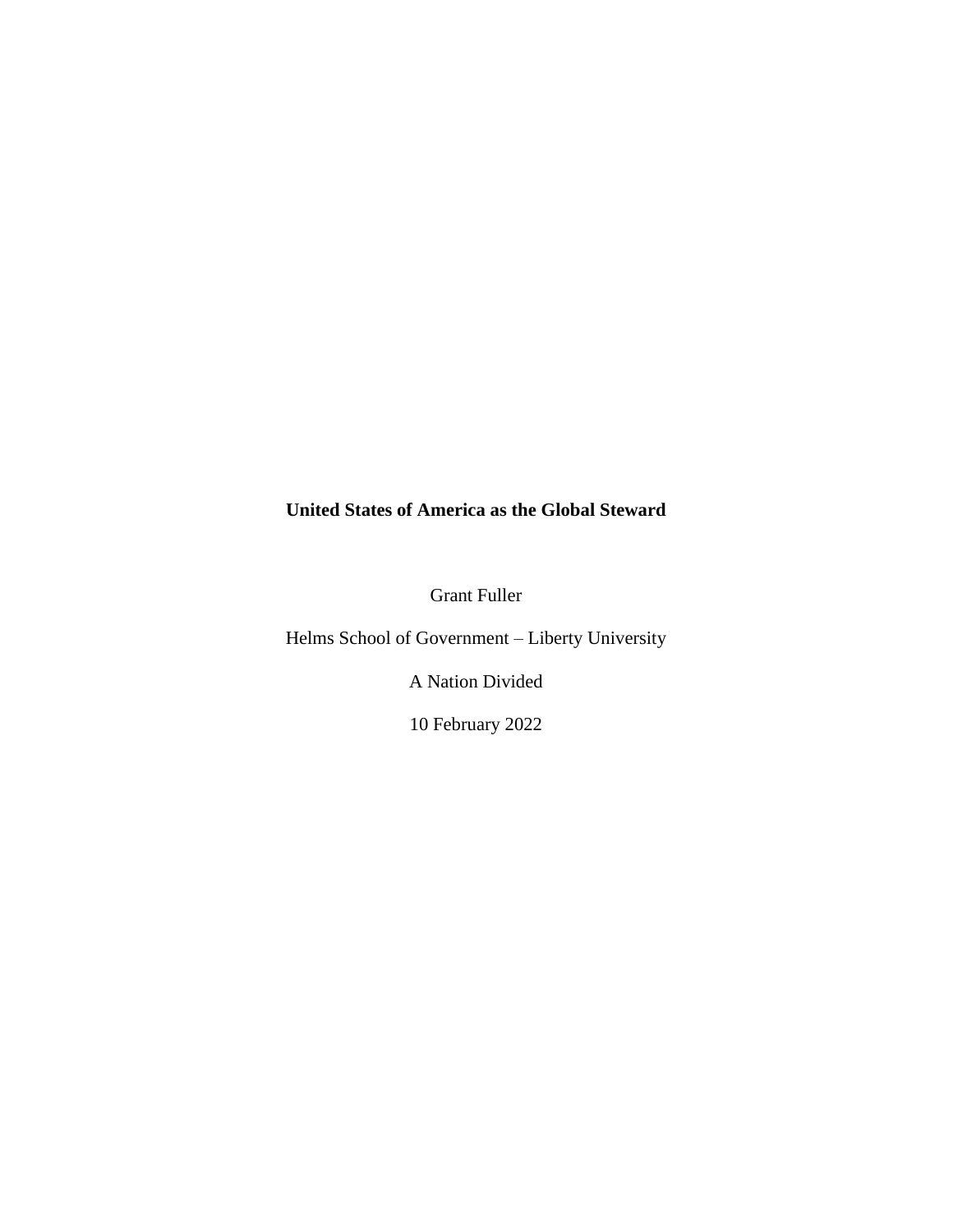**United States of America as the Global Steward**

Grant Fuller

Helms School of Government – Liberty University

A Nation Divided

10 February 2022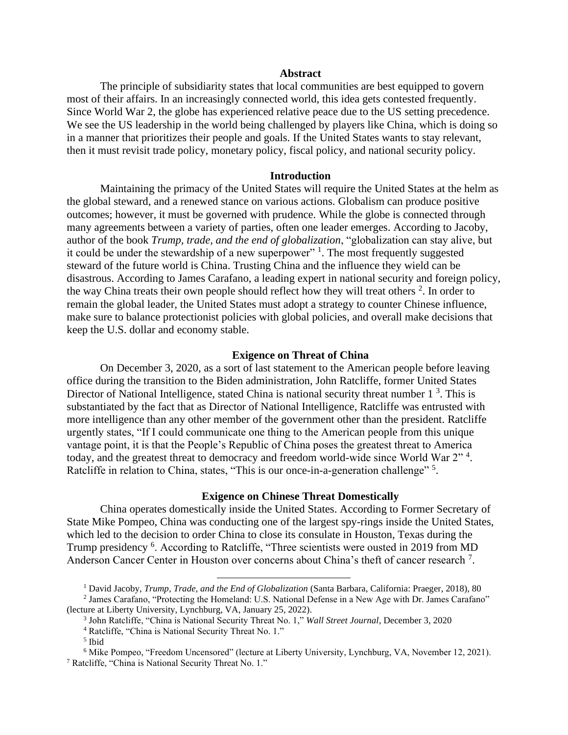## Abstract

The principle of subsidiarity states that local communities are best equipped to govern most of their affairs. In an increasingly connected world, this idea gets contested frequently. Since World War 2, the globe has experienced relative peace due to the US setting precedence. We see the US leadership in the world being challenged by players like China, which is doing so in a manner that prioritizes their people and goals. If the United States wants to stay relevant, then it must revisit trade policy, monetary policy, fiscal policy, and national security policy.

## Introduction

Maintaining the primacy of the United States will require the United States at the helm as the global steward, and a renewed stance on various actions. Globalism can produce positive outcomes; however, it must be governed with prudence. While the globe is connected through many agreements between a variety of parties, often one leader emerges. According to Jacoby, author of the book *Trump, trade, and the end of globalization*, "globalization can stay alive, but it could be under the stewardship of a new superpower" [1]. The most frequently suggested steward of the future world is China. Trusting China and the influence they wield can be disastrous. According to James Carafano, a leading expert in national security and foreign policy, the way China treats their own people should reflect how they will treat others [2]. In order to remain the global leader, the United States must adopt a strategy to counter Chinese influence, make sure to balance protectionist policies with global policies, and overall make decisions that keep the U.S. dollar and economy stable.

## Exigence on Threat of China

On December 3, 2020, as a sort of last statement to the American people before leaving office during the transition to the Biden administration, John Ratcliffe, former United States Director of National Intelligence, stated China is national security threat number 1 [3]. This is substantiated by the fact that as Director of National Intelligence, Ratcliffe was entrusted with more intelligence than any other member of the government other than the president. Ratcliffe urgently states, "If I could communicate one thing to the American people from this unique vantage point, it is that the People's Republic of China poses the greatest threat to America today, and the greatest threat to democracy and freedom world-wide since World War 2" [4]. Ratcliffe in relation to China, states, "This is our once-in-a-generation challenge" [5].

## Exigence on Chinese Threat Domestically

China operates domestically inside the United States. According to Former Secretary of State Mike Pompeo, China was conducting one of the largest spy-rings inside the United States, which led to the decision to order China to close its consulate in Houston, Texas during the Trump presidency [6]. According to Ratcliffe, "Three scientists were ousted in 2019 from MD Anderson Cancer Center in Houston over concerns about China's theft of cancer research [7].

---

[1] David Jacoby, *Trump, Trade, and the End of Globalization* (Santa Barbara, California: Praeger, 2018), 80

[2] James Carafano, "Protecting the Homeland: U.S. National Defense in a New Age with Dr. James Carafano" (lecture at Liberty University, Lynchburg, VA, January 25, 2022).

[3] John Ratcliffe, "China is National Security Threat No. 1," *Wall Street Journal*, December 3, 2020

[4] Ratcliffe, "China is National Security Threat No. 1."

[5] Ibid

[6] Mike Pompeo, "Freedom Uncensored" (lecture at Liberty University, Lynchburg, VA, November 12, 2021).

[7] Ratcliffe, "China is National Security Threat No. 1."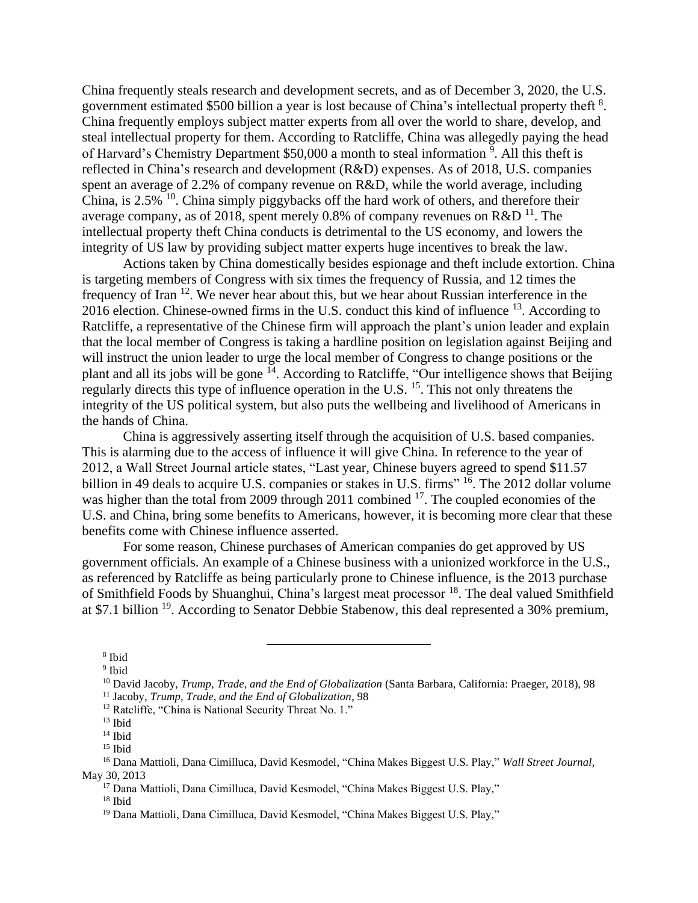China frequently steals research and development secrets, and as of December 3, 2020, the U.S. government estimated $500 billion a year is lost because of China's intellectual property theft [8]. China frequently employs subject matter experts from all over the world to share, develop, and steal intellectual property for them. According to Ratcliffe, China was allegedly paying the head of Harvard's Chemistry Department $50,000 a month to steal information [9]. All this theft is reflected in China's research and development (R&D) expenses. As of 2018, U.S. companies spent an average of 2.2% of company revenue on R&D, while the world average, including China, is 2.5% [10]. China simply piggybacks off the hard work of others, and therefore their average company, as of 2018, spent merely 0.8% of company revenues on R&D [11]. The intellectual property theft China conducts is detrimental to the US economy, and lowers the integrity of US law by providing subject matter experts huge incentives to break the law.

Actions taken by China domestically besides espionage and theft include extortion. China is targeting members of Congress with six times the frequency of Russia, and 12 times the frequency of Iran [12]. We never hear about this, but we hear about Russian interference in the 2016 election. Chinese-owned firms in the U.S. conduct this kind of influence [13]. According to Ratcliffe, a representative of the Chinese firm will approach the plant's union leader and explain that the local member of Congress is taking a hardline position on legislation against Beijing and will instruct the union leader to urge the local member of Congress to change positions or the plant and all its jobs will be gone [14]. According to Ratcliffe, "Our intelligence shows that Beijing regularly directs this type of influence operation in the U.S. [15]. This not only threatens the integrity of the US political system, but also puts the wellbeing and livelihood of Americans in the hands of China.

China is aggressively asserting itself through the acquisition of U.S. based companies. This is alarming due to the access of influence it will give China. In reference to the year of 2012, a Wall Street Journal article states, "Last year, Chinese buyers agreed to spend $11.57 billion in 49 deals to acquire U.S. companies or stakes in U.S. firms" [16]. The 2012 dollar volume was higher than the total from 2009 through 2011 combined [17]. The coupled economies of the U.S. and China, bring some benefits to Americans, however, it is becoming more clear that these benefits come with Chinese influence asserted.

For some reason, Chinese purchases of American companies do get approved by US government officials. An example of a Chinese business with a unionized workforce in the U.S., as referenced by Ratcliffe as being particularly prone to Chinese influence, is the 2013 purchase of Smithfield Foods by Shuanghui, China's largest meat processor [18]. The deal valued Smithfield at $7.1 billion [19]. According to Senator Debbie Stabenow, this deal represented a 30% premium,

---

[8] Ibid

[9] Ibid

[10] David Jacoby, *Trump, Trade, and the End of Globalization* (Santa Barbara, California: Praeger, 2018), 98

[11] Jacoby, *Trump, Trade, and the End of Globalization*, 98

[12] Ratcliffe, "China is National Security Threat No. 1."

[13] Ibid

[14] Ibid

[15] Ibid

[16] Dana Mattioli, Dana Cimilluca, David Kesmodel, "China Makes Biggest U.S. Play," *Wall Street Journal*, May 30, 2013

[17] Dana Mattioli, Dana Cimilluca, David Kesmodel, "China Makes Biggest U.S. Play,"

[18] Ibid

[19] Dana Mattioli, Dana Cimilluca, David Kesmodel, "China Makes Biggest U.S. Play,"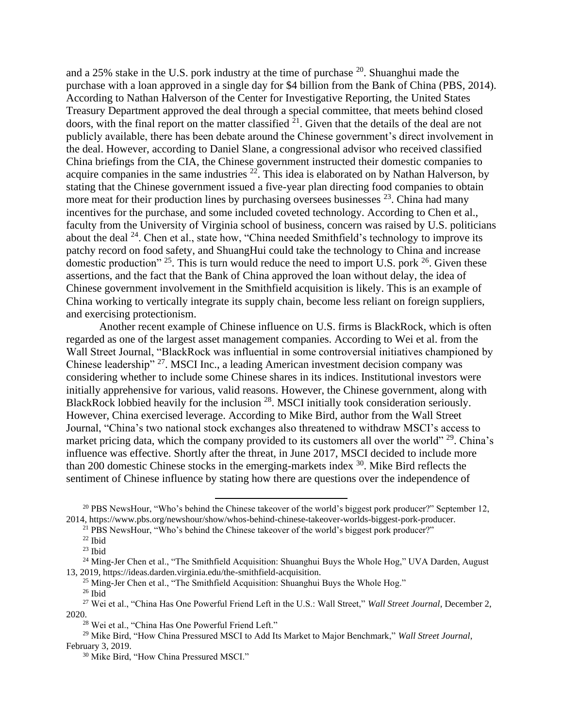and a 25% stake in the U.S. pork industry at the time of purchase [20]. Shuanghui made the purchase with a loan approved in a single day for $4 billion from the Bank of China (PBS, 2014). According to Nathan Halverson of the Center for Investigative Reporting, the United States Treasury Department approved the deal through a special committee, that meets behind closed doors, with the final report on the matter classified [21]. Given that the details of the deal are not publicly available, there has been debate around the Chinese government's direct involvement in the deal. However, according to Daniel Slane, a congressional advisor who received classified China briefings from the CIA, the Chinese government instructed their domestic companies to acquire companies in the same industries [22]. This idea is elaborated on by Nathan Halverson, by stating that the Chinese government issued a five-year plan directing food companies to obtain more meat for their production lines by purchasing oversees businesses [23]. China had many incentives for the purchase, and some included coveted technology. According to Chen et al., faculty from the University of Virginia school of business, concern was raised by U.S. politicians about the deal [24]. Chen et al., state how, "China needed Smithfield's technology to improve its patchy record on food safety, and ShuangHui could take the technology to China and increase domestic production" [25]. This is turn would reduce the need to import U.S. pork [26]. Given these assertions, and the fact that the Bank of China approved the loan without delay, the idea of Chinese government involvement in the Smithfield acquisition is likely. This is an example of China working to vertically integrate its supply chain, become less reliant on foreign suppliers, and exercising protectionism.

Another recent example of Chinese influence on U.S. firms is BlackRock, which is often regarded as one of the largest asset management companies. According to Wei et al. from the Wall Street Journal, "BlackRock was influential in some controversial initiatives championed by Chinese leadership" [27]. MSCI Inc., a leading American investment decision company was considering whether to include some Chinese shares in its indices. Institutional investors were initially apprehensive for various, valid reasons. However, the Chinese government, along with BlackRock lobbied heavily for the inclusion [28]. MSCI initially took consideration seriously. However, China exercised leverage. According to Mike Bird, author from the Wall Street Journal, "China's two national stock exchanges also threatened to withdraw MSCI's access to market pricing data, which the company provided to its customers all over the world" [29]. China's influence was effective. Shortly after the threat, in June 2017, MSCI decided to include more than 200 domestic Chinese stocks in the emerging-markets index [30]. Mike Bird reflects the sentiment of Chinese influence by stating how there are questions over the independence of

---

[20] PBS NewsHour, "Who's behind the Chinese takeover of the world's biggest pork producer?" September 12, 2014, https://www.pbs.org/newshour/show/whos-behind-chinese-takeover-worlds-biggest-pork-producer.

[21] PBS NewsHour, "Who's behind the Chinese takeover of the world's biggest pork producer?"

[22] Ibid

[23] Ibid

[24] Ming-Jer Chen et al., "The Smithfield Acquisition: Shuanghui Buys the Whole Hog," UVA Darden, August 13, 2019, https://ideas.darden.virginia.edu/the-smithfield-acquisition.

[25] Ming-Jer Chen et al., "The Smithfield Acquisition: Shuanghui Buys the Whole Hog."

[26] Ibid

[27] Wei et al., "China Has One Powerful Friend Left in the U.S.: Wall Street," *Wall Street Journal*, December 2, 2020.

[28] Wei et al., "China Has One Powerful Friend Left."

[29] Mike Bird, "How China Pressured MSCI to Add Its Market to Major Benchmark," *Wall Street Journal*, February 3, 2019.

[30] Mike Bird, "How China Pressured MSCI."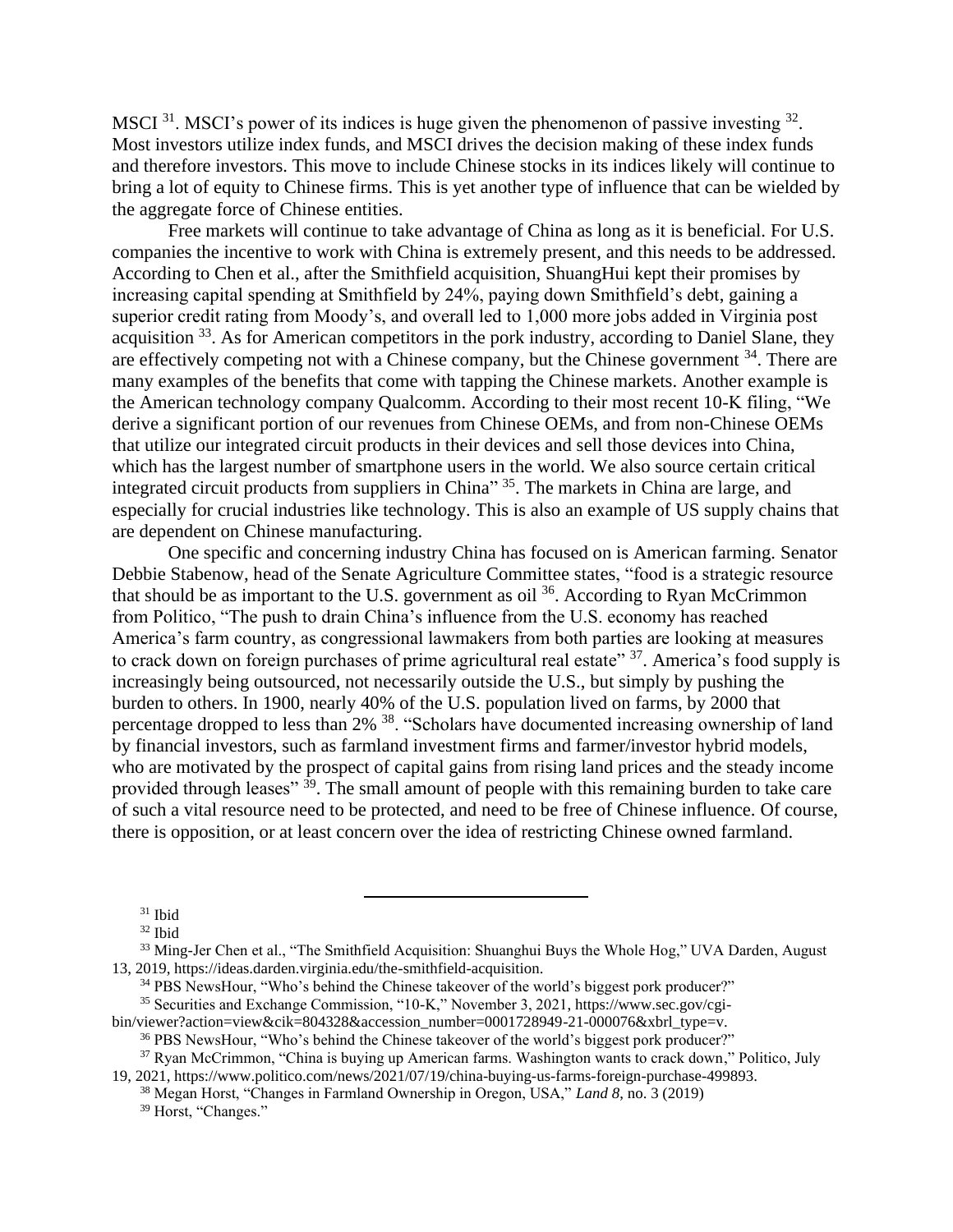MSCI [31]. MSCI's power of its indices is huge given the phenomenon of passive investing [32]. Most investors utilize index funds, and MSCI drives the decision making of these index funds and therefore investors. This move to include Chinese stocks in its indices likely will continue to bring a lot of equity to Chinese firms. This is yet another type of influence that can be wielded by the aggregate force of Chinese entities.

Free markets will continue to take advantage of China as long as it is beneficial. For U.S. companies the incentive to work with China is extremely present, and this needs to be addressed. According to Chen et al., after the Smithfield acquisition, ShuangHui kept their promises by increasing capital spending at Smithfield by 24%, paying down Smithfield's debt, gaining a superior credit rating from Moody's, and overall led to 1,000 more jobs added in Virginia post acquisition [33]. As for American competitors in the pork industry, according to Daniel Slane, they are effectively competing not with a Chinese company, but the Chinese government [34]. There are many examples of the benefits that come with tapping the Chinese markets. Another example is the American technology company Qualcomm. According to their most recent 10-K filing, "We derive a significant portion of our revenues from Chinese OEMs, and from non-Chinese OEMs that utilize our integrated circuit products in their devices and sell those devices into China, which has the largest number of smartphone users in the world. We also source certain critical integrated circuit products from suppliers in China" [35]. The markets in China are large, and especially for crucial industries like technology. This is also an example of US supply chains that are dependent on Chinese manufacturing.

One specific and concerning industry China has focused on is American farming. Senator Debbie Stabenow, head of the Senate Agriculture Committee states, "food is a strategic resource that should be as important to the U.S. government as oil [36]. According to Ryan McCrimmon from Politico, "The push to drain China's influence from the U.S. economy has reached America's farm country, as congressional lawmakers from both parties are looking at measures to crack down on foreign purchases of prime agricultural real estate" [37]. America's food supply is increasingly being outsourced, not necessarily outside the U.S., but simply by pushing the burden to others. In 1900, nearly 40% of the U.S. population lived on farms, by 2000 that percentage dropped to less than 2% [38]. "Scholars have documented increasing ownership of land by financial investors, such as farmland investment firms and farmer/investor hybrid models, who are motivated by the prospect of capital gains from rising land prices and the steady income provided through leases" [39]. The small amount of people with this remaining burden to take care of such a vital resource need to be protected, and need to be free of Chinese influence. Of course, there is opposition, or at least concern over the idea of restricting Chinese owned farmland.

---

[31] Ibid

[32] Ibid

[33] Ming-Jer Chen et al., "The Smithfield Acquisition: Shuanghui Buys the Whole Hog," UVA Darden, August 13, 2019, https://ideas.darden.virginia.edu/the-smithfield-acquisition.

[34] PBS NewsHour, "Who's behind the Chinese takeover of the world's biggest pork producer?"

[35] Securities and Exchange Commission, "10-K," November 3, 2021, https://www.sec.gov/cgi-bin/viewer?action=view&cik=804328&accession_number=0001728949-21-000076&xbrl_type=v.

[36] PBS NewsHour, "Who's behind the Chinese takeover of the world's biggest pork producer?"

[37] Ryan McCrimmon, "China is buying up American farms. Washington wants to crack down," Politico, July 19, 2021, https://www.politico.com/news/2021/07/19/china-buying-us-farms-foreign-purchase-499893.

[38] Megan Horst, "Changes in Farmland Ownership in Oregon, USA," *Land 8,* no. 3 (2019)

[39] Horst, "Changes."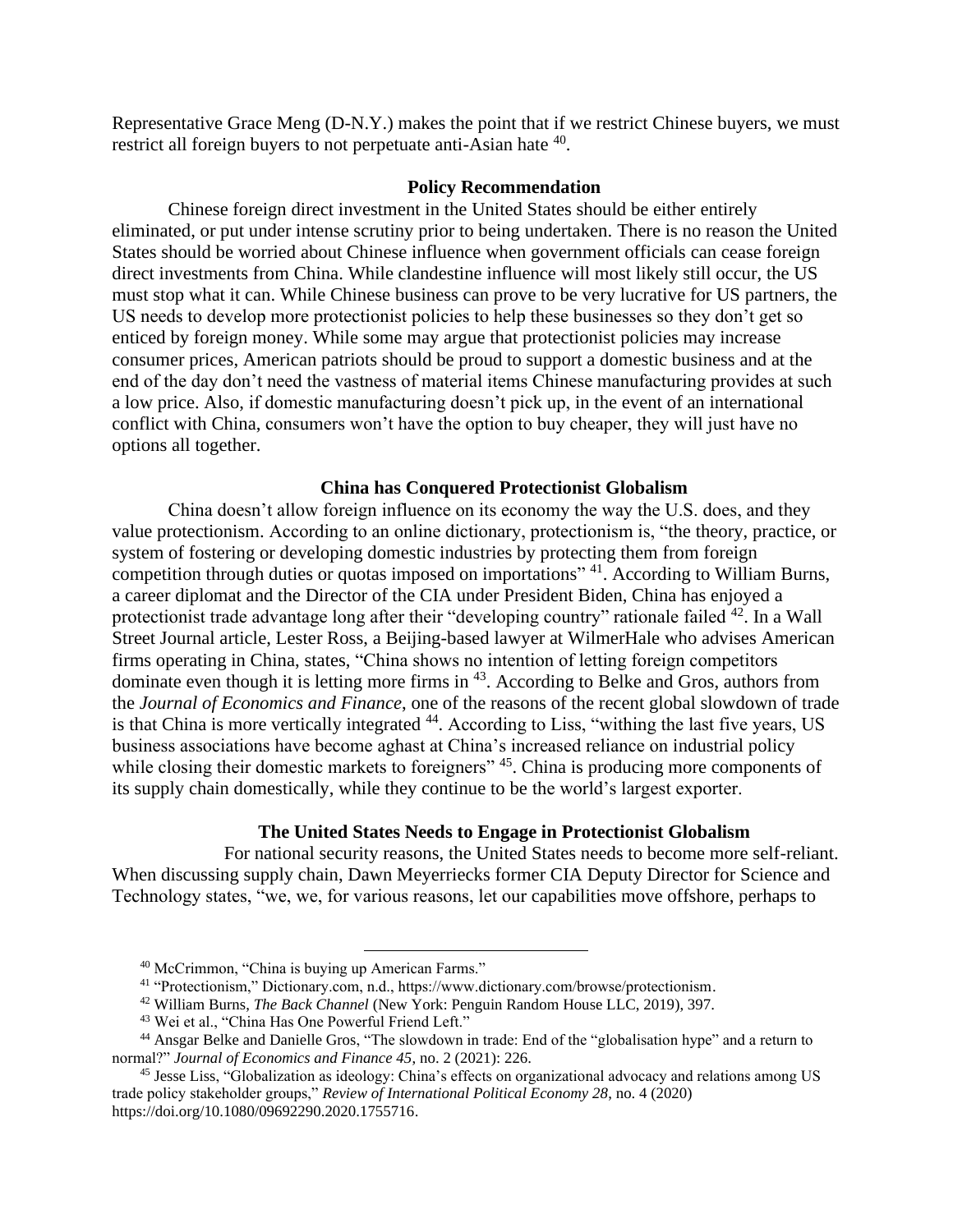Representative Grace Meng (D-N.Y.) makes the point that if we restrict Chinese buyers, we must restrict all foreign buyers to not perpetuate anti-Asian hate [40].

## Policy Recommendation

Chinese foreign direct investment in the United States should be either entirely eliminated, or put under intense scrutiny prior to being undertaken. There is no reason the United States should be worried about Chinese influence when government officials can cease foreign direct investments from China. While clandestine influence will most likely still occur, the US must stop what it can. While Chinese business can prove to be very lucrative for US partners, the US needs to develop more protectionist policies to help these businesses so they don't get so enticed by foreign money. While some may argue that protectionist policies may increase consumer prices, American patriots should be proud to support a domestic business and at the end of the day don't need the vastness of material items Chinese manufacturing provides at such a low price. Also, if domestic manufacturing doesn't pick up, in the event of an international conflict with China, consumers won't have the option to buy cheaper, they will just have no options all together.

## China has Conquered Protectionist Globalism

China doesn't allow foreign influence on its economy the way the U.S. does, and they value protectionism. According to an online dictionary, protectionism is, "the theory, practice, or system of fostering or developing domestic industries by protecting them from foreign competition through duties or quotas imposed on importations" [41]. According to William Burns, a career diplomat and the Director of the CIA under President Biden, China has enjoyed a protectionist trade advantage long after their "developing country" rationale failed [42]. In a Wall Street Journal article, Lester Ross, a Beijing-based lawyer at WilmerHale who advises American firms operating in China, states, "China shows no intention of letting foreign competitors dominate even though it is letting more firms in [43]. According to Belke and Gros, authors from the *Journal of Economics and Finance*, one of the reasons of the recent global slowdown of trade is that China is more vertically integrated [44]. According to Liss, "withing the last five years, US business associations have become aghast at China's increased reliance on industrial policy while closing their domestic markets to foreigners" [45]. China is producing more components of its supply chain domestically, while they continue to be the world's largest exporter.

## The United States Needs to Engage in Protectionist Globalism

For national security reasons, the United States needs to become more self-reliant. When discussing supply chain, Dawn Meyerriecks former CIA Deputy Director for Science and Technology states, "we, we, for various reasons, let our capabilities move offshore, perhaps to

---

[40] McCrimmon, "China is buying up American Farms."

[41] "Protectionism," Dictionary.com, n.d., https://www.dictionary.com/browse/protectionism.

[42] William Burns, *The Back Channel* (New York: Penguin Random House LLC, 2019), 397.

[43] Wei et al., "China Has One Powerful Friend Left."

[44] Ansgar Belke and Danielle Gros, "The slowdown in trade: End of the "globalisation hype" and a return to normal?" *Journal of Economics and Finance 45*, no. 2 (2021): 226.

[45] Jesse Liss, "Globalization as ideology: China's effects on organizational advocacy and relations among US trade policy stakeholder groups," *Review of International Political Economy 28*, no. 4 (2020) https://doi.org/10.1080/09692290.2020.1755716.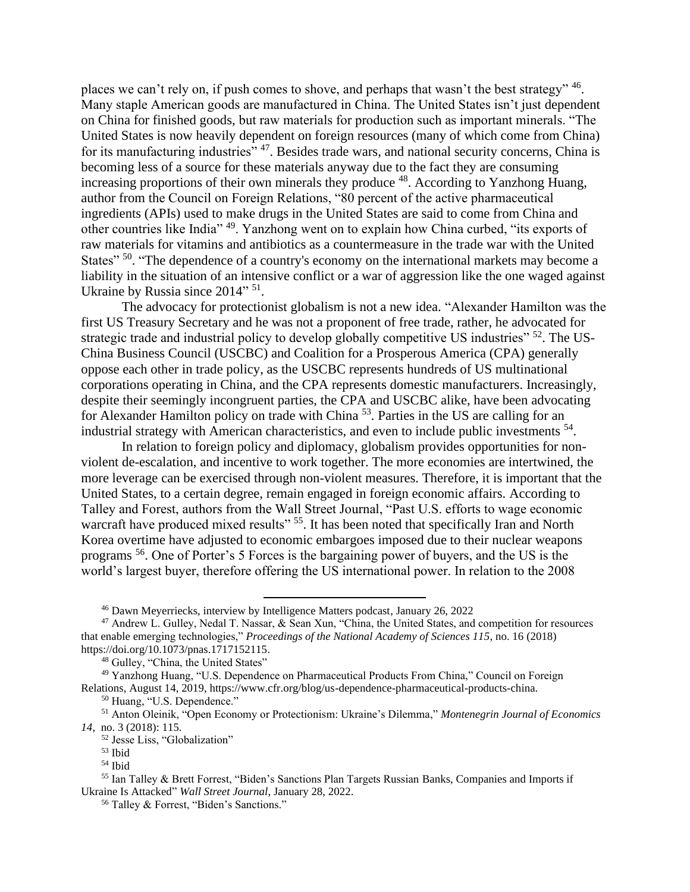places we can't rely on, if push comes to shove, and perhaps that wasn't the best strategy" [46]. Many staple American goods are manufactured in China. The United States isn't just dependent on China for finished goods, but raw materials for production such as important minerals. "The United States is now heavily dependent on foreign resources (many of which come from China) for its manufacturing industries" [47]. Besides trade wars, and national security concerns, China is becoming less of a source for these materials anyway due to the fact they are consuming increasing proportions of their own minerals they produce [48]. According to Yanzhong Huang, author from the Council on Foreign Relations, "80 percent of the active pharmaceutical ingredients (APIs) used to make drugs in the United States are said to come from China and other countries like India" [49]. Yanzhong went on to explain how China curbed, "its exports of raw materials for vitamins and antibiotics as a countermeasure in the trade war with the United States" [50]. "The dependence of a country's economy on the international markets may become a liability in the situation of an intensive conflict or a war of aggression like the one waged against Ukraine by Russia since 2014" [51].

The advocacy for protectionist globalism is not a new idea. "Alexander Hamilton was the first US Treasury Secretary and he was not a proponent of free trade, rather, he advocated for strategic trade and industrial policy to develop globally competitive US industries" [52]. The US-China Business Council (USCBC) and Coalition for a Prosperous America (CPA) generally oppose each other in trade policy, as the USCBC represents hundreds of US multinational corporations operating in China, and the CPA represents domestic manufacturers. Increasingly, despite their seemingly incongruent parties, the CPA and USCBC alike, have been advocating for Alexander Hamilton policy on trade with China [53]. Parties in the US are calling for an industrial strategy with American characteristics, and even to include public investments [54].

In relation to foreign policy and diplomacy, globalism provides opportunities for non-violent de-escalation, and incentive to work together. The more economies are intertwined, the more leverage can be exercised through non-violent measures. Therefore, it is important that the United States, to a certain degree, remain engaged in foreign economic affairs. According to Talley and Forest, authors from the Wall Street Journal, "Past U.S. efforts to wage economic warcraft have produced mixed results" [55]. It has been noted that specifically Iran and North Korea overtime have adjusted to economic embargoes imposed due to their nuclear weapons programs [56]. One of Porter's 5 Forces is the bargaining power of buyers, and the US is the world's largest buyer, therefore offering the US international power. In relation to the 2008

---

[46] Dawn Meyerriecks, interview by Intelligence Matters podcast, January 26, 2022

[47] Andrew L. Gulley, Nedal T. Nassar, & Sean Xun, "China, the United States, and competition for resources that enable emerging technologies," *Proceedings of the National Academy of Sciences 115*, no. 16 (2018) https://doi.org/10.1073/pnas.1717152115.

[48] Gulley, "China, the United States"

[49] Yanzhong Huang, "U.S. Dependence on Pharmaceutical Products From China," Council on Foreign Relations, August 14, 2019, https://www.cfr.org/blog/us-dependence-pharmaceutical-products-china.

[50] Huang, "U.S. Dependence."

[51] Anton Oleinik, "Open Economy or Protectionism: Ukraine's Dilemma," *Montenegrin Journal of Economics 14*, no. 3 (2018): 115.

[52] Jesse Liss, "Globalization"

[53] Ibid

[54] Ibid

[55] Ian Talley & Brett Forrest, "Biden's Sanctions Plan Targets Russian Banks, Companies and Imports if Ukraine Is Attacked" *Wall Street Journal*, January 28, 2022.

[56] Talley & Forrest, "Biden's Sanctions."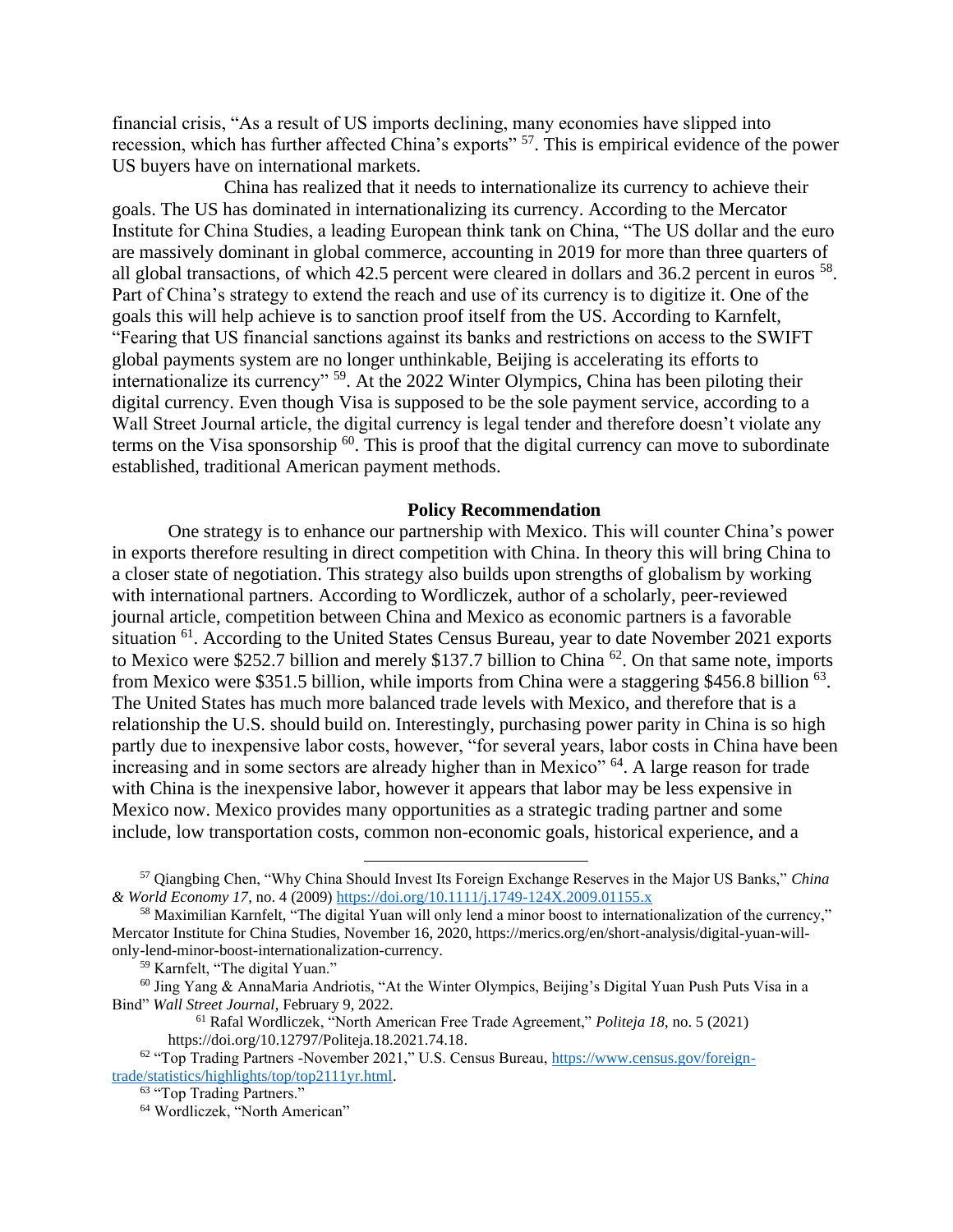financial crisis, "As a result of US imports declining, many economies have slipped into recession, which has further affected China's exports" [57]. This is empirical evidence of the power US buyers have on international markets.

China has realized that it needs to internationalize its currency to achieve their goals. The US has dominated in internationalizing its currency. According to the Mercator Institute for China Studies, a leading European think tank on China, "The US dollar and the euro are massively dominant in global commerce, accounting in 2019 for more than three quarters of all global transactions, of which 42.5 percent were cleared in dollars and 36.2 percent in euros [58]. Part of China's strategy to extend the reach and use of its currency is to digitize it. One of the goals this will help achieve is to sanction proof itself from the US. According to Karnfelt, "Fearing that US financial sanctions against its banks and restrictions on access to the SWIFT global payments system are no longer unthinkable, Beijing is accelerating its efforts to internationalize its currency" [59]. At the 2022 Winter Olympics, China has been piloting their digital currency. Even though Visa is supposed to be the sole payment service, according to a Wall Street Journal article, the digital currency is legal tender and therefore doesn't violate any terms on the Visa sponsorship [60]. This is proof that the digital currency can move to subordinate established, traditional American payment methods.

## Policy Recommendation

One strategy is to enhance our partnership with Mexico. This will counter China's power in exports therefore resulting in direct competition with China. In theory this will bring China to a closer state of negotiation. This strategy also builds upon strengths of globalism by working with international partners. According to Wordliczek, author of a scholarly, peer-reviewed journal article, competition between China and Mexico as economic partners is a favorable situation [61]. According to the United States Census Bureau, year to date November 2021 exports to Mexico were $252.7 billion and merely $137.7 billion to China [62]. On that same note, imports from Mexico were $351.5 billion, while imports from China were a staggering $456.8 billion [63]. The United States has much more balanced trade levels with Mexico, and therefore that is a relationship the U.S. should build on. Interestingly, purchasing power parity in China is so high partly due to inexpensive labor costs, however, "for several years, labor costs in China have been increasing and in some sectors are already higher than in Mexico" [64]. A large reason for trade with China is the inexpensive labor, however it appears that labor may be less expensive in Mexico now. Mexico provides many opportunities as a strategic trading partner and some include, low transportation costs, common non-economic goals, historical experience, and a

---

[57] Qiangbing Chen, "Why China Should Invest Its Foreign Exchange Reserves in the Major US Banks," *China & World Economy 17*, no. 4 (2009) https://doi.org/10.1111/j.1749-124X.2009.01155.x

[58] Maximilian Karnfelt, "The digital Yuan will only lend a minor boost to internationalization of the currency," Mercator Institute for China Studies, November 16, 2020, https://merics.org/en/short-analysis/digital-yuan-will-only-lend-minor-boost-internationalization-currency.

[59] Karnfelt, "The digital Yuan."

[60] Jing Yang & AnnaMaria Andriotis, "At the Winter Olympics, Beijing's Digital Yuan Push Puts Visa in a Bind" *Wall Street Journal*, February 9, 2022.

[61] Rafal Wordliczek, "North American Free Trade Agreement," *Politeja 18*, no. 5 (2021) https://doi.org/10.12797/Politeja.18.2021.74.18.

[62] "Top Trading Partners -November 2021," U.S. Census Bureau, https://www.census.gov/foreign-trade/statistics/highlights/top/top2111yr.html.

[63] "Top Trading Partners."

[64] Wordliczek, "North American"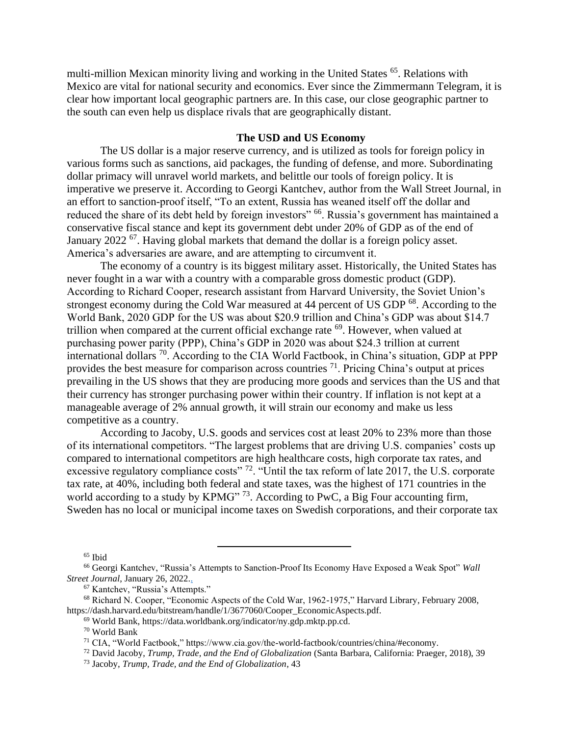multi-million Mexican minority living and working in the United States [65]. Relations with Mexico are vital for national security and economics. Ever since the Zimmermann Telegram, it is clear how important local geographic partners are. In this case, our close geographic partner to the south can even help us displace rivals that are geographically distant.

## The USD and US Economy

The US dollar is a major reserve currency, and is utilized as tools for foreign policy in various forms such as sanctions, aid packages, the funding of defense, and more. Subordinating dollar primacy will unravel world markets, and belittle our tools of foreign policy. It is imperative we preserve it. According to Georgi Kantchev, author from the Wall Street Journal, in an effort to sanction-proof itself, "To an extent, Russia has weaned itself off the dollar and reduced the share of its debt held by foreign investors" [66]. Russia's government has maintained a conservative fiscal stance and kept its government debt under 20% of GDP as of the end of January 2022 [67]. Having global markets that demand the dollar is a foreign policy asset. America's adversaries are aware, and are attempting to circumvent it.

The economy of a country is its biggest military asset. Historically, the United States has never fought in a war with a country with a comparable gross domestic product (GDP). According to Richard Cooper, research assistant from Harvard University, the Soviet Union's strongest economy during the Cold War measured at 44 percent of US GDP [68]. According to the World Bank, 2020 GDP for the US was about \$20.9 trillion and China's GDP was about \$14.7 trillion when compared at the current official exchange rate [69]. However, when valued at purchasing power parity (PPP), China's GDP in 2020 was about \$24.3 trillion at current international dollars [70]. According to the CIA World Factbook, in China's situation, GDP at PPP provides the best measure for comparison across countries [71]. Pricing China's output at prices prevailing in the US shows that they are producing more goods and services than the US and that their currency has stronger purchasing power within their country. If inflation is not kept at a manageable average of 2% annual growth, it will strain our economy and make us less competitive as a country.

According to Jacoby, U.S. goods and services cost at least 20% to 23% more than those of its international competitors. "The largest problems that are driving U.S. companies' costs up compared to international competitors are high healthcare costs, high corporate tax rates, and excessive regulatory compliance costs" [72]. "Until the tax reform of late 2017, the U.S. corporate tax rate, at 40%, including both federal and state taxes, was the highest of 171 countries in the world according to a study by KPMG" [73]. According to PwC, a Big Four accounting firm, Sweden has no local or municipal income taxes on Swedish corporations, and their corporate tax

---

[65] Ibid

[66] Georgi Kantchev, "Russia's Attempts to Sanction-Proof Its Economy Have Exposed a Weak Spot" *Wall Street Journal*, January 26, 2022..

[67] Kantchev, "Russia's Attempts."

[68] Richard N. Cooper, "Economic Aspects of the Cold War, 1962-1975," Harvard Library, February 2008, https://dash.harvard.edu/bitstream/handle/1/3677060/Cooper_EconomicAspects.pdf.

[69] World Bank, https://data.worldbank.org/indicator/ny.gdp.mktp.pp.cd.

[70] World Bank

[71] CIA, "World Factbook," https://www.cia.gov/the-world-factbook/countries/china/#economy.

[72] David Jacoby, *Trump, Trade, and the End of Globalization* (Santa Barbara, California: Praeger, 2018), 39

[73] Jacoby, *Trump, Trade, and the End of Globalization*, 43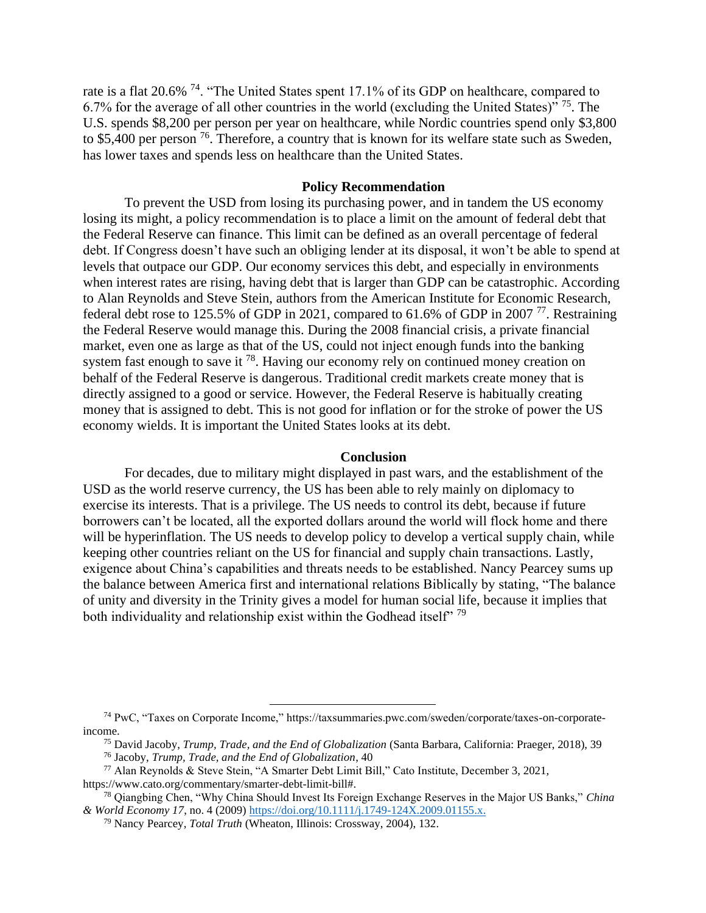rate is a flat 20.6% [74]. "The United States spent 17.1% of its GDP on healthcare, compared to 6.7% for the average of all other countries in the world (excluding the United States)" [75]. The U.S. spends $8,200 per person per year on healthcare, while Nordic countries spend only $3,800 to $5,400 per person [76]. Therefore, a country that is known for its welfare state such as Sweden, has lower taxes and spends less on healthcare than the United States.

## Policy Recommendation

To prevent the USD from losing its purchasing power, and in tandem the US economy losing its might, a policy recommendation is to place a limit on the amount of federal debt that the Federal Reserve can finance. This limit can be defined as an overall percentage of federal debt. If Congress doesn't have such an obliging lender at its disposal, it won't be able to spend at levels that outpace our GDP. Our economy services this debt, and especially in environments when interest rates are rising, having debt that is larger than GDP can be catastrophic. According to Alan Reynolds and Steve Stein, authors from the American Institute for Economic Research, federal debt rose to 125.5% of GDP in 2021, compared to 61.6% of GDP in 2007 [77]. Restraining the Federal Reserve would manage this. During the 2008 financial crisis, a private financial market, even one as large as that of the US, could not inject enough funds into the banking system fast enough to save it [78]. Having our economy rely on continued money creation on behalf of the Federal Reserve is dangerous. Traditional credit markets create money that is directly assigned to a good or service. However, the Federal Reserve is habitually creating money that is assigned to debt. This is not good for inflation or for the stroke of power the US economy wields. It is important the United States looks at its debt.

## Conclusion

For decades, due to military might displayed in past wars, and the establishment of the USD as the world reserve currency, the US has been able to rely mainly on diplomacy to exercise its interests. That is a privilege. The US needs to control its debt, because if future borrowers can't be located, all the exported dollars around the world will flock home and there will be hyperinflation. The US needs to develop policy to develop a vertical supply chain, while keeping other countries reliant on the US for financial and supply chain transactions. Lastly, exigence about China's capabilities and threats needs to be established. Nancy Pearcey sums up the balance between America first and international relations Biblically by stating, "The balance of unity and diversity in the Trinity gives a model for human social life, because it implies that both individuality and relationship exist within the Godhead itself" [79]

---

[74] PwC, "Taxes on Corporate Income," https://taxsummaries.pwc.com/sweden/corporate/taxes-on-corporate-income.

[75] David Jacoby, *Trump, Trade, and the End of Globalization* (Santa Barbara, California: Praeger, 2018), 39

[76] Jacoby, *Trump, Trade, and the End of Globalization*, 40

[77] Alan Reynolds & Steve Stein, "A Smarter Debt Limit Bill," Cato Institute, December 3, 2021, https://www.cato.org/commentary/smarter-debt-limit-bill#.

[78] Qiangbing Chen, "Why China Should Invest Its Foreign Exchange Reserves in the Major US Banks," *China & World Economy 17*, no. 4 (2009) https://doi.org/10.1111/j.1749-124X.2009.01155.x.

[79] Nancy Pearcey, *Total Truth* (Wheaton, Illinois: Crossway, 2004), 132.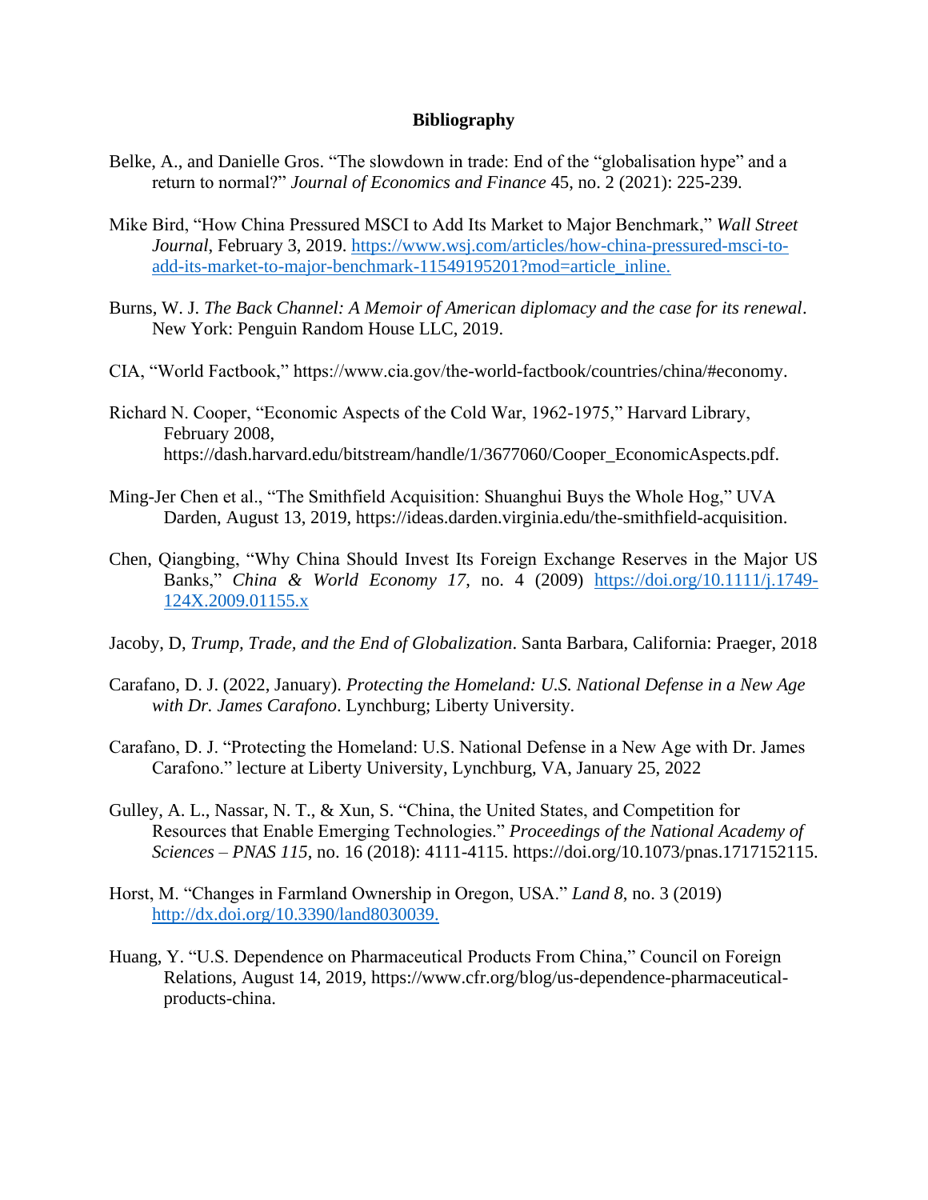**Bibliography**

Belke, A., and Danielle Gros. "The slowdown in trade: End of the "globalisation hype" and a return to normal?" *Journal of Economics and Finance* 45, no. 2 (2021): 225-239.

Mike Bird, "How China Pressured MSCI to Add Its Market to Major Benchmark," *Wall Street Journal*, February 3, 2019. https://www.wsj.com/articles/how-china-pressured-msci-to-add-its-market-to-major-benchmark-11549195201?mod=article_inline.

Burns, W. J. *The Back Channel: A Memoir of American diplomacy and the case for its renewal*. New York: Penguin Random House LLC, 2019.

CIA, "World Factbook," https://www.cia.gov/the-world-factbook/countries/china/#economy.

Richard N. Cooper, "Economic Aspects of the Cold War, 1962-1975," Harvard Library, February 2008, https://dash.harvard.edu/bitstream/handle/1/3677060/Cooper_EconomicAspects.pdf.

Ming-Jer Chen et al., "The Smithfield Acquisition: Shuanghui Buys the Whole Hog," UVA Darden, August 13, 2019, https://ideas.darden.virginia.edu/the-smithfield-acquisition.

Chen, Qiangbing, "Why China Should Invest Its Foreign Exchange Reserves in the Major US Banks," *China & World Economy 17*, no. 4 (2009) https://doi.org/10.1111/j.1749-124X.2009.01155.x

Jacoby, D, *Trump, Trade, and the End of Globalization*. Santa Barbara, California: Praeger, 2018

Carafano, D. J. (2022, January). *Protecting the Homeland: U.S. National Defense in a New Age with Dr. James Carafono*. Lynchburg; Liberty University.

Carafano, D. J. "Protecting the Homeland: U.S. National Defense in a New Age with Dr. James Carafono." lecture at Liberty University, Lynchburg, VA, January 25, 2022

Gulley, A. L., Nassar, N. T., & Xun, S. "China, the United States, and Competition for Resources that Enable Emerging Technologies." *Proceedings of the National Academy of Sciences – PNAS 115*, no. 16 (2018): 4111-4115. https://doi.org/10.1073/pnas.1717152115.

Horst, M. "Changes in Farmland Ownership in Oregon, USA." *Land 8*, no. 3 (2019) http://dx.doi.org/10.3390/land8030039.

Huang, Y. "U.S. Dependence on Pharmaceutical Products From China," Council on Foreign Relations, August 14, 2019, https://www.cfr.org/blog/us-dependence-pharmaceutical-products-china.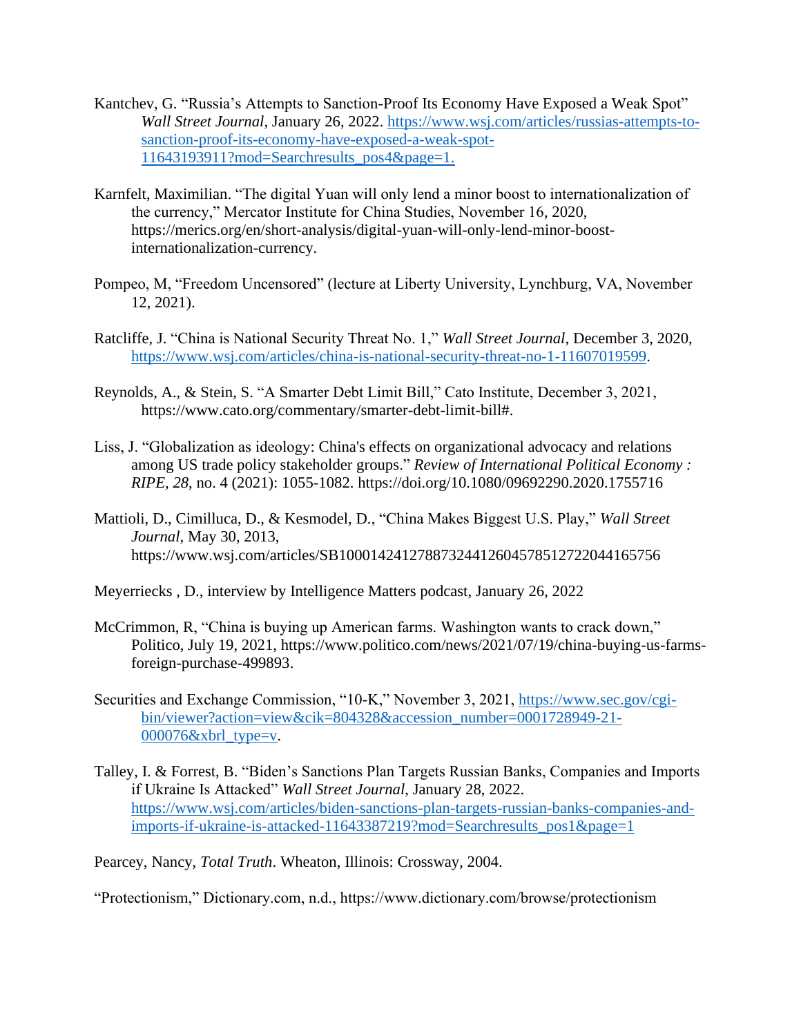Kantchev, G. “Russia’s Attempts to Sanction-Proof Its Economy Have Exposed a Weak Spot” *Wall Street Journal*, January 26, 2022. https://www.wsj.com/articles/russias-attempts-to-sanction-proof-its-economy-have-exposed-a-weak-spot-11643193911?mod=Searchresults_pos4&page=1.

Karnfelt, Maximilian. “The digital Yuan will only lend a minor boost to internationalization of the currency,” Mercator Institute for China Studies, November 16, 2020, https://merics.org/en/short-analysis/digital-yuan-will-only-lend-minor-boost-internationalization-currency.

Pompeo, M, “Freedom Uncensored” (lecture at Liberty University, Lynchburg, VA, November 12, 2021).

Ratcliffe, J. “China is National Security Threat No. 1,” *Wall Street Journal*, December 3, 2020, https://www.wsj.com/articles/china-is-national-security-threat-no-1-11607019599.

Reynolds, A., & Stein, S. “A Smarter Debt Limit Bill,” Cato Institute, December 3, 2021, https://www.cato.org/commentary/smarter-debt-limit-bill#.

Liss, J. “Globalization as ideology: China's effects on organizational advocacy and relations among US trade policy stakeholder groups.” *Review of International Political Economy : RIPE, 28*, no. 4 (2021): 1055-1082. https://doi.org/10.1080/09692290.2020.1755716

Mattioli, D., Cimilluca, D., & Kesmodel, D., “China Makes Biggest U.S. Play,” *Wall Street Journal*, May 30, 2013, https://www.wsj.com/articles/SB10001424127887324412604578512722044165756

Meyerriecks , D., interview by Intelligence Matters podcast, January 26, 2022

McCrimmon, R, “China is buying up American farms. Washington wants to crack down,” Politico, July 19, 2021, https://www.politico.com/news/2021/07/19/china-buying-us-farms-foreign-purchase-499893.

Securities and Exchange Commission, “10-K,” November 3, 2021, https://www.sec.gov/cgi-bin/viewer?action=view&cik=804328&accession_number=0001728949-21-000076&xbrl_type=v.

Talley, I. & Forrest, B. “Biden’s Sanctions Plan Targets Russian Banks, Companies and Imports if Ukraine Is Attacked” *Wall Street Journal*, January 28, 2022. https://www.wsj.com/articles/biden-sanctions-plan-targets-russian-banks-companies-and-imports-if-ukraine-is-attacked-11643387219?mod=Searchresults_pos1&page=1

Pearcey, Nancy, *Total Truth*. Wheaton, Illinois: Crossway, 2004.

“Protectionism,” Dictionary.com, n.d., https://www.dictionary.com/browse/protectionism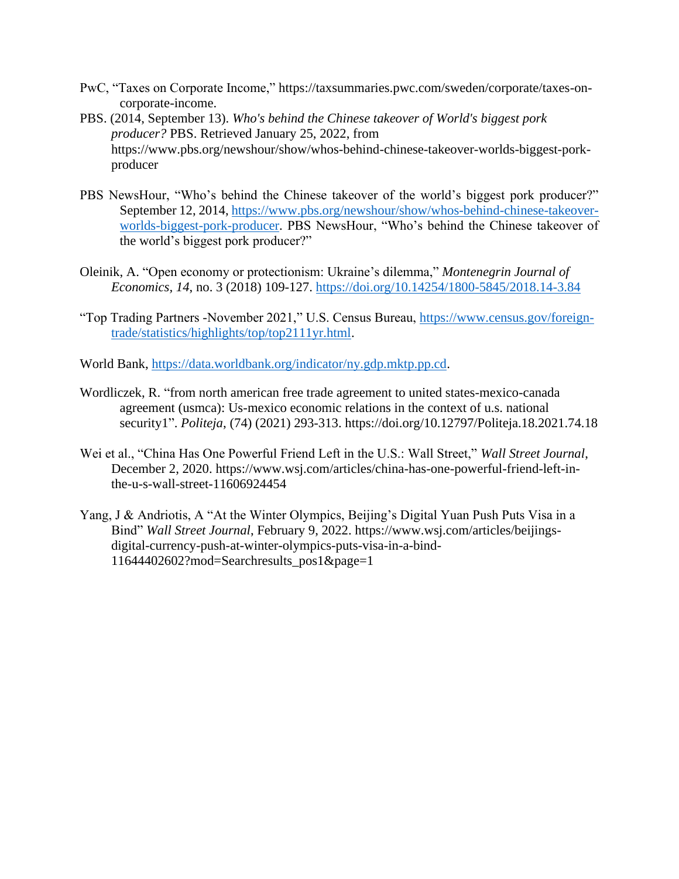PwC, "Taxes on Corporate Income," https://taxsummaries.pwc.com/sweden/corporate/taxes-on-corporate-income.

PBS. (2014, September 13). *Who's behind the Chinese takeover of World's biggest pork producer?* PBS. Retrieved January 25, 2022, from https://www.pbs.org/newshour/show/whos-behind-chinese-takeover-worlds-biggest-pork-producer

PBS NewsHour, "Who's behind the Chinese takeover of the world's biggest pork producer?" September 12, 2014, https://www.pbs.org/newshour/show/whos-behind-chinese-takeover-worlds-biggest-pork-producer. PBS NewsHour, "Who's behind the Chinese takeover of the world's biggest pork producer?"

Oleinik, A. "Open economy or protectionism: Ukraine's dilemma," *Montenegrin Journal of Economics, 14*, no. 3 (2018) 109-127. https://doi.org/10.14254/1800-5845/2018.14-3.84

"Top Trading Partners -November 2021," U.S. Census Bureau, https://www.census.gov/foreign-trade/statistics/highlights/top/top2111yr.html.

World Bank, https://data.worldbank.org/indicator/ny.gdp.mktp.pp.cd.

Wordliczek, R. "from north american free trade agreement to united states-mexico-canada agreement (usmca): Us-mexico economic relations in the context of u.s. national security1". *Politeja*, (74) (2021) 293-313. https://doi.org/10.12797/Politeja.18.2021.74.18

Wei et al., "China Has One Powerful Friend Left in the U.S.: Wall Street," *Wall Street Journal*, December 2, 2020. https://www.wsj.com/articles/china-has-one-powerful-friend-left-in-the-u-s-wall-street-11606924454

Yang, J & Andriotis, A "At the Winter Olympics, Beijing's Digital Yuan Push Puts Visa in a Bind" *Wall Street Journal*, February 9, 2022. https://www.wsj.com/articles/beijings-digital-currency-push-at-winter-olympics-puts-visa-in-a-bind-11644402602?mod=Searchresults_pos1&page=1